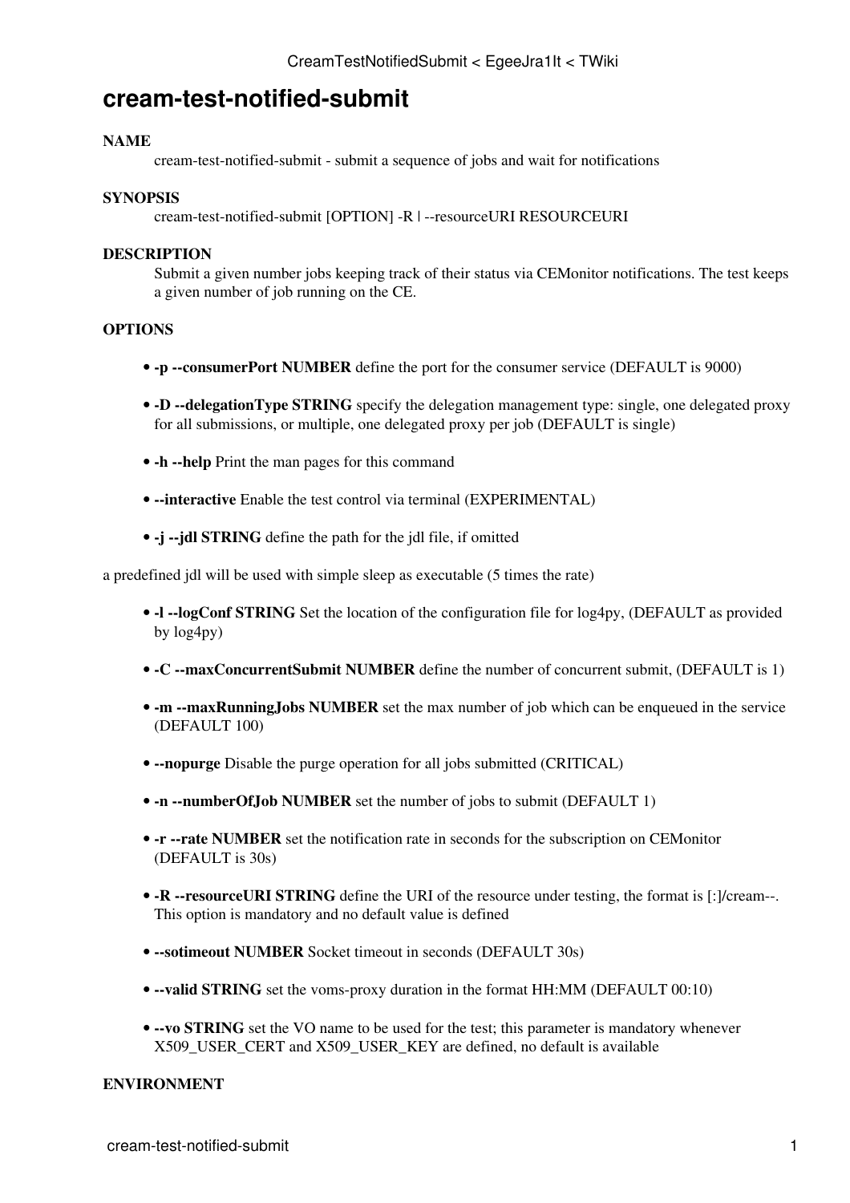# cream-test-notified-submit

**NAME**

cream-test-notified-submit - submit a sequence of jobs and wait for notifications

**SYNOPSIS**

cream-test-notified-submit [OPTION] -R | --resourceURI RESOURCEURI

**DESCRIPTION**

Submit a given number jobs keeping track of their status via CEMonitor notifications. The test keeps a given number of job running on the CE.

**OPTIONS**

- **-p --consumerPort NUMBER** define the port for the consumer service (DEFAULT is 9000)
- **-D --delegationType STRING** specify the delegation management type: single, one delegated proxy for all submissions, or multiple, one delegated proxy per job (DEFAULT is single)
- **-h --help** Print the man pages for this command
- **--interactive** Enable the test control via terminal (EXPERIMENTAL)
- **-j --jdl STRING** define the path for the jdl file, if omitted

a predefined jdl will be used with simple sleep as executable (5 times the rate)

- **-l --logConf STRING** Set the location of the configuration file for log4py, (DEFAULT as provided by log4py)
- **-C --maxConcurrentSubmit NUMBER** define the number of concurrent submit, (DEFAULT is 1)
- **-m --maxRunningJobs NUMBER** set the max number of job which can be enqueued in the service (DEFAULT 100)
- **--nopurge** Disable the purge operation for all jobs submitted (CRITICAL)
- **-n --numberOfJob NUMBER** set the number of jobs to submit (DEFAULT 1)
- **-r --rate NUMBER** set the notification rate in seconds for the subscription on CEMonitor (DEFAULT is 30s)
- **-R --resourceURI STRING** define the URI of the resource under testing, the format is [:]/cream--. This option is mandatory and no default value is defined
- **--sotimeout NUMBER** Socket timeout in seconds (DEFAULT 30s)
- **--valid STRING** set the voms-proxy duration in the format HH:MM (DEFAULT 00:10)
- **--vo STRING** set the VO name to be used for the test; this parameter is mandatory whenever X509_USER_CERT and X509_USER_KEY are defined, no default is available

**ENVIRONMENT**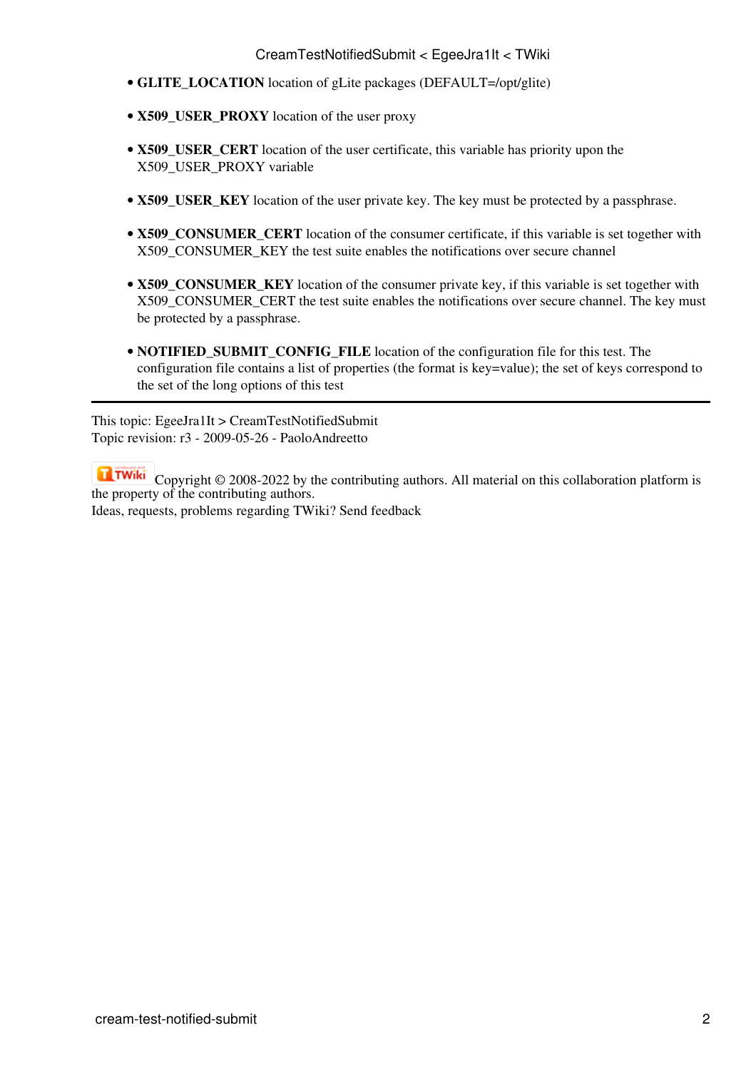- **GLITE_LOCATION** location of gLite packages (DEFAULT=/opt/glite)
- **X509_USER_PROXY** location of the user proxy
- **X509_USER_CERT** location of the user certificate, this variable has priority upon the X509_USER_PROXY variable
- **X509_USER_KEY** location of the user private key. The key must be protected by a passphrase.
- **X509_CONSUMER_CERT** location of the consumer certificate, if this variable is set together with X509_CONSUMER_KEY the test suite enables the notifications over secure channel
- **X509_CONSUMER_KEY** location of the consumer private key, if this variable is set together with X509_CONSUMER_CERT the test suite enables the notifications over secure channel. The key must be protected by a passphrase.
- **NOTIFIED_SUBMIT_CONFIG_FILE** location of the configuration file for this test. The configuration file contains a list of properties (the format is key=value); the set of keys correspond to the set of the long options of this test

---

This topic: EgeeJra1It > CreamTestNotifiedSubmit
Topic revision: r3 - 2009-05-26 - PaoloAndreetto

Copyright © 2008-2022 by the contributing authors. All material on this collaboration platform is the property of the contributing authors.
Ideas, requests, problems regarding TWiki? Send feedback